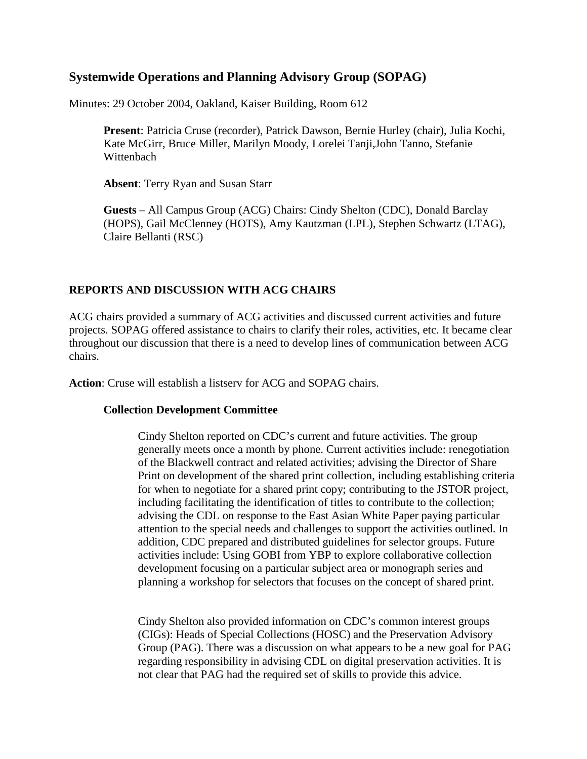# Systemwide Operations and Planning Advisory Group (SOPAG)

Minutes: 29 October 2004, Oakland, Kaiser Building, Room 612

> **Present**: Patricia Cruse (recorder), Patrick Dawson, Bernie Hurley (chair), Julia Kochi, Kate McGirr, Bruce Miller, Marilyn Moody, Lorelei Tanji,John Tanno, Stefanie Wittenbach
>
> **Absent**: Terry Ryan and Susan Starr
>
> **Guests** – All Campus Group (ACG) Chairs: Cindy Shelton (CDC), Donald Barclay (HOPS), Gail McClenney (HOTS), Amy Kautzman (LPL), Stephen Schwartz (LTAG), Claire Bellanti (RSC)

## REPORTS AND DISCUSSION WITH ACG CHAIRS

ACG chairs provided a summary of ACG activities and discussed current activities and future projects. SOPAG offered assistance to chairs to clarify their roles, activities, etc. It became clear throughout our discussion that there is a need to develop lines of communication between ACG chairs.

**Action**: Cruse will establish a listserv for ACG and SOPAG chairs.

### Collection Development Committee

Cindy Shelton reported on CDC's current and future activities. The group generally meets once a month by phone. Current activities include: renegotiation of the Blackwell contract and related activities; advising the Director of Share Print on development of the shared print collection, including establishing criteria for when to negotiate for a shared print copy; contributing to the JSTOR project, including facilitating the identification of titles to contribute to the collection; advising the CDL on response to the East Asian White Paper paying particular attention to the special needs and challenges to support the activities outlined. In addition, CDC prepared and distributed guidelines for selector groups. Future activities include: Using GOBI from YBP to explore collaborative collection development focusing on a particular subject area or monograph series and planning a workshop for selectors that focuses on the concept of shared print.

Cindy Shelton also provided information on CDC's common interest groups (CIGs): Heads of Special Collections (HOSC) and the Preservation Advisory Group (PAG). There was a discussion on what appears to be a new goal for PAG regarding responsibility in advising CDL on digital preservation activities. It is not clear that PAG had the required set of skills to provide this advice.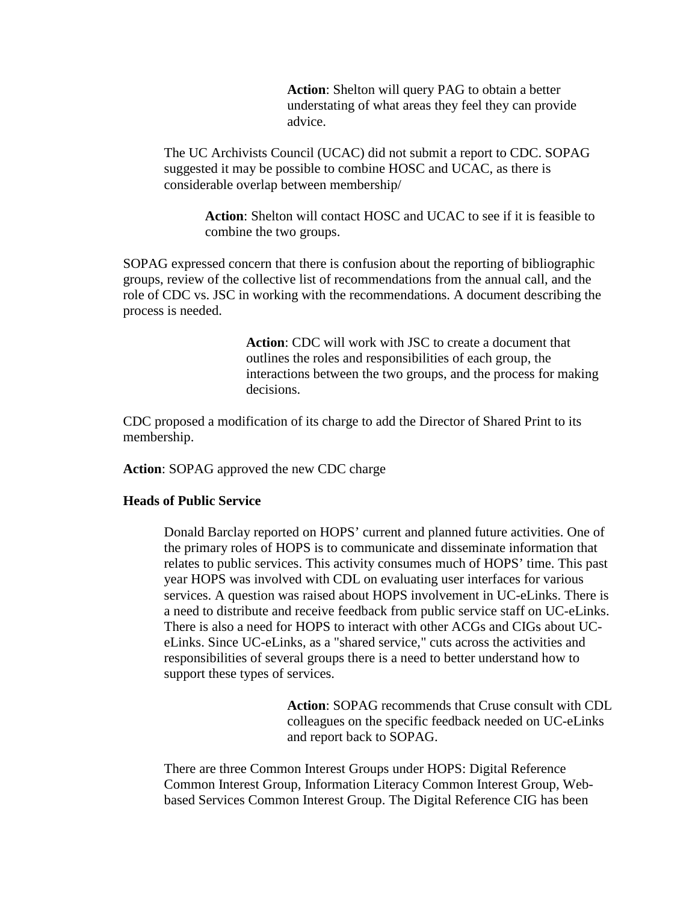**Action**: Shelton will query PAG to obtain a better understating of what areas they feel they can provide advice.

The UC Archivists Council (UCAC) did not submit a report to CDC. SOPAG suggested it may be possible to combine HOSC and UCAC, as there is considerable overlap between membership/

**Action**: Shelton will contact HOSC and UCAC to see if it is feasible to combine the two groups.

SOPAG expressed concern that there is confusion about the reporting of bibliographic groups, review of the collective list of recommendations from the annual call, and the role of CDC vs. JSC in working with the recommendations. A document describing the process is needed.

**Action**: CDC will work with JSC to create a document that outlines the roles and responsibilities of each group, the interactions between the two groups, and the process for making decisions.

CDC proposed a modification of its charge to add the Director of Shared Print to its membership.

**Action**: SOPAG approved the new CDC charge

**Heads of Public Service**

Donald Barclay reported on HOPS' current and planned future activities. One of the primary roles of HOPS is to communicate and disseminate information that relates to public services. This activity consumes much of HOPS' time. This past year HOPS was involved with CDL on evaluating user interfaces for various services. A question was raised about HOPS involvement in UC-eLinks. There is a need to distribute and receive feedback from public service staff on UC-eLinks. There is also a need for HOPS to interact with other ACGs and CIGs about UC-eLinks. Since UC-eLinks, as a "shared service," cuts across the activities and responsibilities of several groups there is a need to better understand how to support these types of services.

**Action**: SOPAG recommends that Cruse consult with CDL colleagues on the specific feedback needed on UC-eLinks and report back to SOPAG.

There are three Common Interest Groups under HOPS: Digital Reference Common Interest Group, Information Literacy Common Interest Group, Web-based Services Common Interest Group. The Digital Reference CIG has been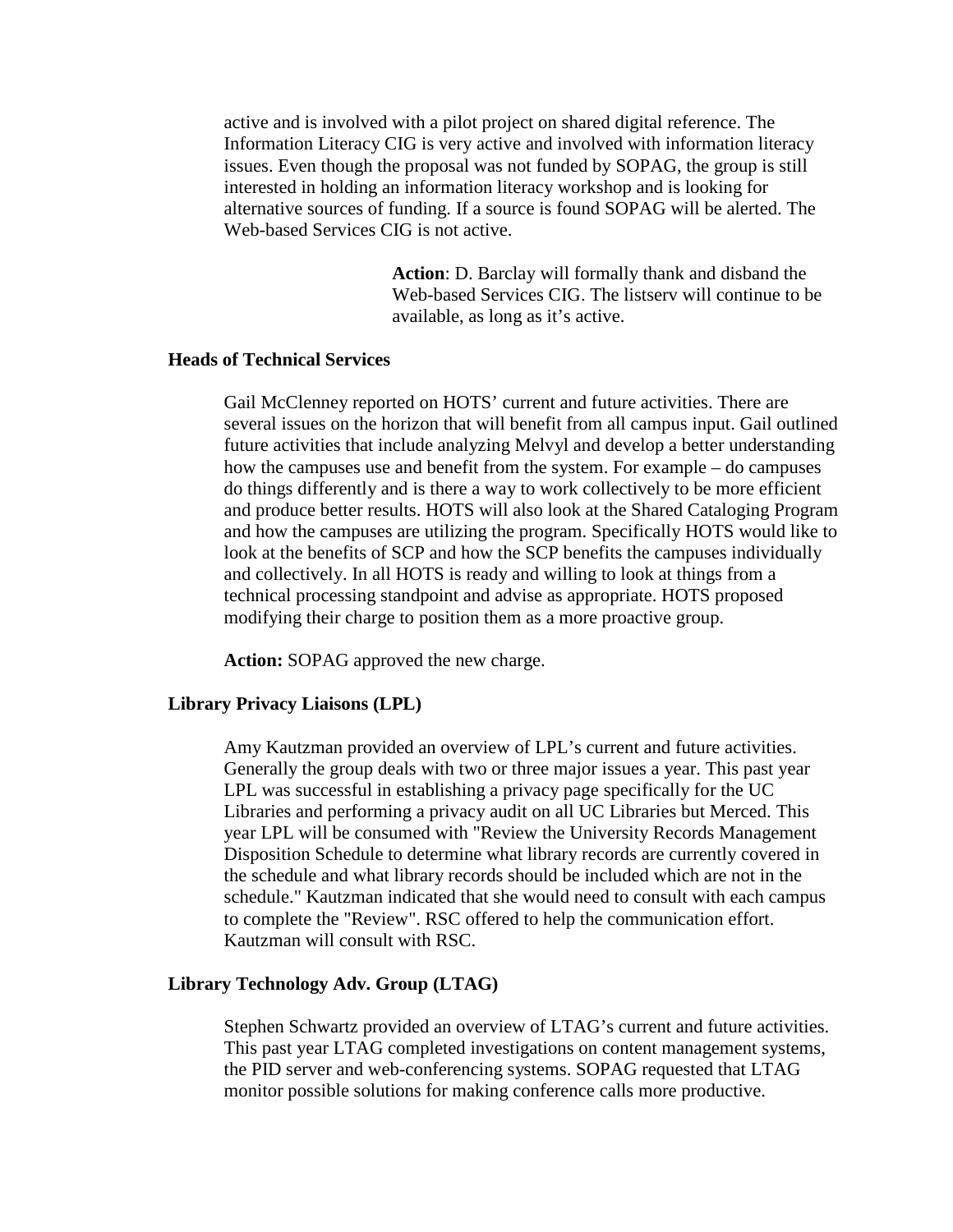active and is involved with a pilot project on shared digital reference. The Information Literacy CIG is very active and involved with information literacy issues. Even though the proposal was not funded by SOPAG, the group is still interested in holding an information literacy workshop and is looking for alternative sources of funding. If a source is found SOPAG will be alerted. The Web-based Services CIG is not active.

**Action**: D. Barclay will formally thank and disband the Web-based Services CIG. The listserv will continue to be available, as long as it's active.

### Heads of Technical Services

Gail McClenney reported on HOTS' current and future activities. There are several issues on the horizon that will benefit from all campus input. Gail outlined future activities that include analyzing Melvyl and develop a better understanding how the campuses use and benefit from the system. For example – do campuses do things differently and is there a way to work collectively to be more efficient and produce better results. HOTS will also look at the Shared Cataloging Program and how the campuses are utilizing the program. Specifically HOTS would like to look at the benefits of SCP and how the SCP benefits the campuses individually and collectively. In all HOTS is ready and willing to look at things from a technical processing standpoint and advise as appropriate. HOTS proposed modifying their charge to position them as a more proactive group.

**Action:** SOPAG approved the new charge.

### Library Privacy Liaisons (LPL)

Amy Kautzman provided an overview of LPL's current and future activities. Generally the group deals with two or three major issues a year. This past year LPL was successful in establishing a privacy page specifically for the UC Libraries and performing a privacy audit on all UC Libraries but Merced. This year LPL will be consumed with "Review the University Records Management Disposition Schedule to determine what library records are currently covered in the schedule and what library records should be included which are not in the schedule." Kautzman indicated that she would need to consult with each campus to complete the "Review". RSC offered to help the communication effort. Kautzman will consult with RSC.

### Library Technology Adv. Group (LTAG)

Stephen Schwartz provided an overview of LTAG's current and future activities. This past year LTAG completed investigations on content management systems, the PID server and web-conferencing systems. SOPAG requested that LTAG monitor possible solutions for making conference calls more productive.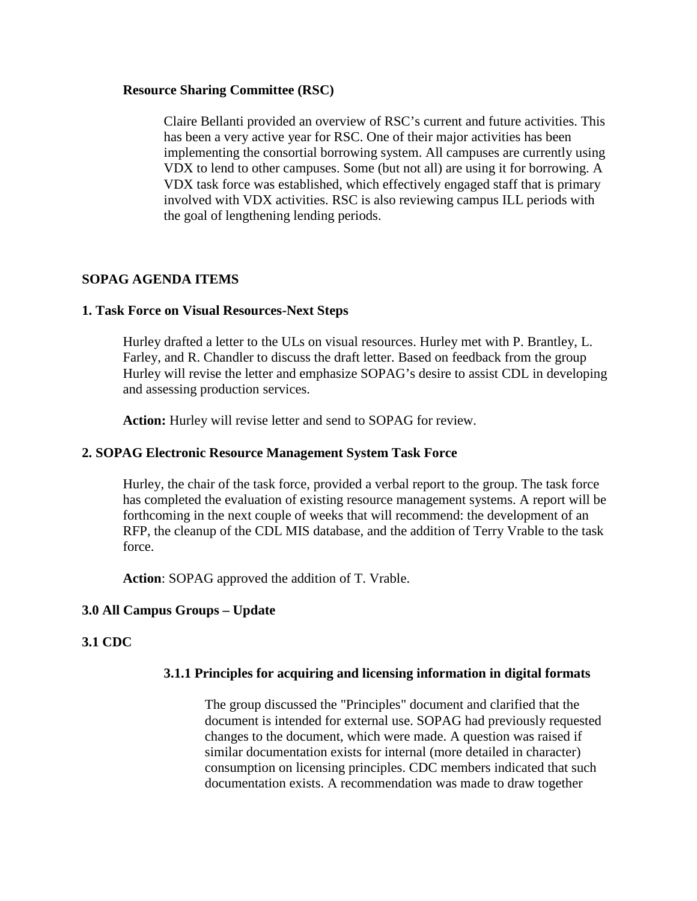**Resource Sharing Committee (RSC)**

Claire Bellanti provided an overview of RSC's current and future activities. This has been a very active year for RSC. One of their major activities has been implementing the consortial borrowing system. All campuses are currently using VDX to lend to other campuses. Some (but not all) are using it for borrowing. A VDX task force was established, which effectively engaged staff that is primary involved with VDX activities. RSC is also reviewing campus ILL periods with the goal of lengthening lending periods.

## SOPAG AGENDA ITEMS

### 1. Task Force on Visual Resources-Next Steps

Hurley drafted a letter to the ULs on visual resources. Hurley met with P. Brantley, L. Farley, and R. Chandler to discuss the draft letter. Based on feedback from the group Hurley will revise the letter and emphasize SOPAG's desire to assist CDL in developing and assessing production services.

**Action:** Hurley will revise letter and send to SOPAG for review.

### 2. SOPAG Electronic Resource Management System Task Force

Hurley, the chair of the task force, provided a verbal report to the group. The task force has completed the evaluation of existing resource management systems. A report will be forthcoming in the next couple of weeks that will recommend: the development of an RFP, the cleanup of the CDL MIS database, and the addition of Terry Vrable to the task force.

**Action**: SOPAG approved the addition of T. Vrable.

### 3.0 All Campus Groups – Update

### 3.1 CDC

#### 3.1.1 Principles for acquiring and licensing information in digital formats

The group discussed the "Principles" document and clarified that the document is intended for external use. SOPAG had previously requested changes to the document, which were made. A question was raised if similar documentation exists for internal (more detailed in character) consumption on licensing principles. CDC members indicated that such documentation exists. A recommendation was made to draw together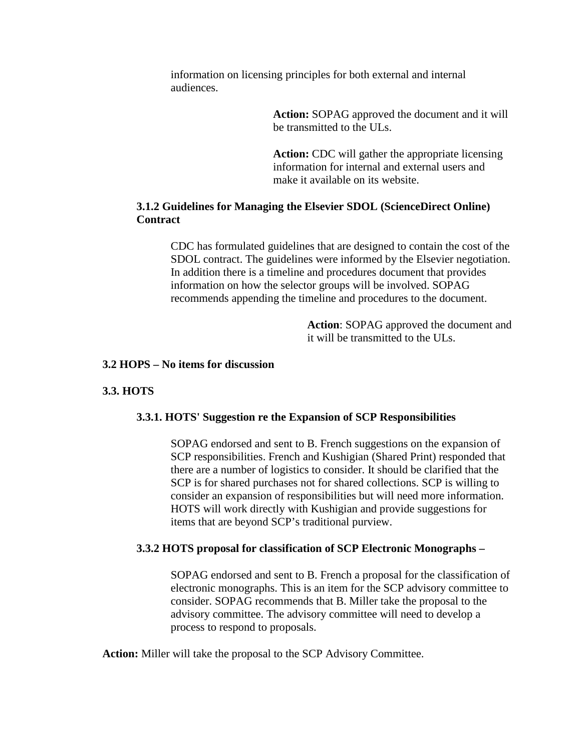information on licensing principles for both external and internal audiences.

**Action:** SOPAG approved the document and it will be transmitted to the ULs.

**Action:** CDC will gather the appropriate licensing information for internal and external users and make it available on its website.

### 3.1.2 Guidelines for Managing the Elsevier SDOL (ScienceDirect Online) Contract

CDC has formulated guidelines that are designed to contain the cost of the SDOL contract. The guidelines were informed by the Elsevier negotiation. In addition there is a timeline and procedures document that provides information on how the selector groups will be involved. SOPAG recommends appending the timeline and procedures to the document.

**Action**: SOPAG approved the document and it will be transmitted to the ULs.

## 3.2 HOPS – No items for discussion

## 3.3. HOTS

### 3.3.1. HOTS' Suggestion re the Expansion of SCP Responsibilities

SOPAG endorsed and sent to B. French suggestions on the expansion of SCP responsibilities. French and Kushigian (Shared Print) responded that there are a number of logistics to consider. It should be clarified that the SCP is for shared purchases not for shared collections. SCP is willing to consider an expansion of responsibilities but will need more information. HOTS will work directly with Kushigian and provide suggestions for items that are beyond SCP's traditional purview.

### 3.3.2 HOTS proposal for classification of SCP Electronic Monographs –

SOPAG endorsed and sent to B. French a proposal for the classification of electronic monographs. This is an item for the SCP advisory committee to consider. SOPAG recommends that B. Miller take the proposal to the advisory committee. The advisory committee will need to develop a process to respond to proposals.

**Action:** Miller will take the proposal to the SCP Advisory Committee.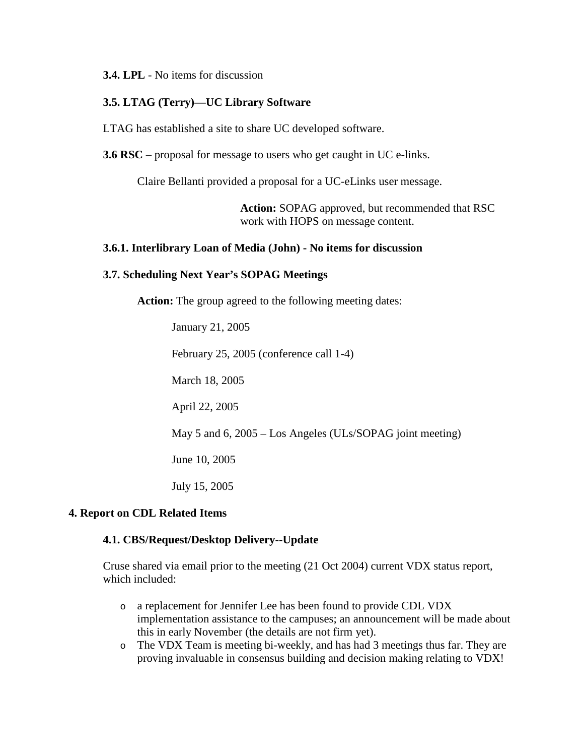**3.4. LPL** - No items for discussion

**3.5. LTAG (Terry)—UC Library Software**

LTAG has established a site to share UC developed software.

**3.6 RSC** – proposal for message to users who get caught in UC e-links.

Claire Bellanti provided a proposal for a UC-eLinks user message.

**Action:** SOPAG approved, but recommended that RSC work with HOPS on message content.

**3.6.1. Interlibrary Loan of Media (John) - No items for discussion**

**3.7. Scheduling Next Year's SOPAG Meetings**

**Action:** The group agreed to the following meeting dates:

January 21, 2005

February 25, 2005 (conference call 1-4)

March 18, 2005

April 22, 2005

May 5 and 6, 2005 – Los Angeles (ULs/SOPAG joint meeting)

June 10, 2005

July 15, 2005

## 4. Report on CDL Related Items

**4.1. CBS/Request/Desktop Delivery--Update**

Cruse shared via email prior to the meeting (21 Oct 2004) current VDX status report, which included:

- a replacement for Jennifer Lee has been found to provide CDL VDX implementation assistance to the campuses; an announcement will be made about this in early November (the details are not firm yet).
- The VDX Team is meeting bi-weekly, and has had 3 meetings thus far. They are proving invaluable in consensus building and decision making relating to VDX!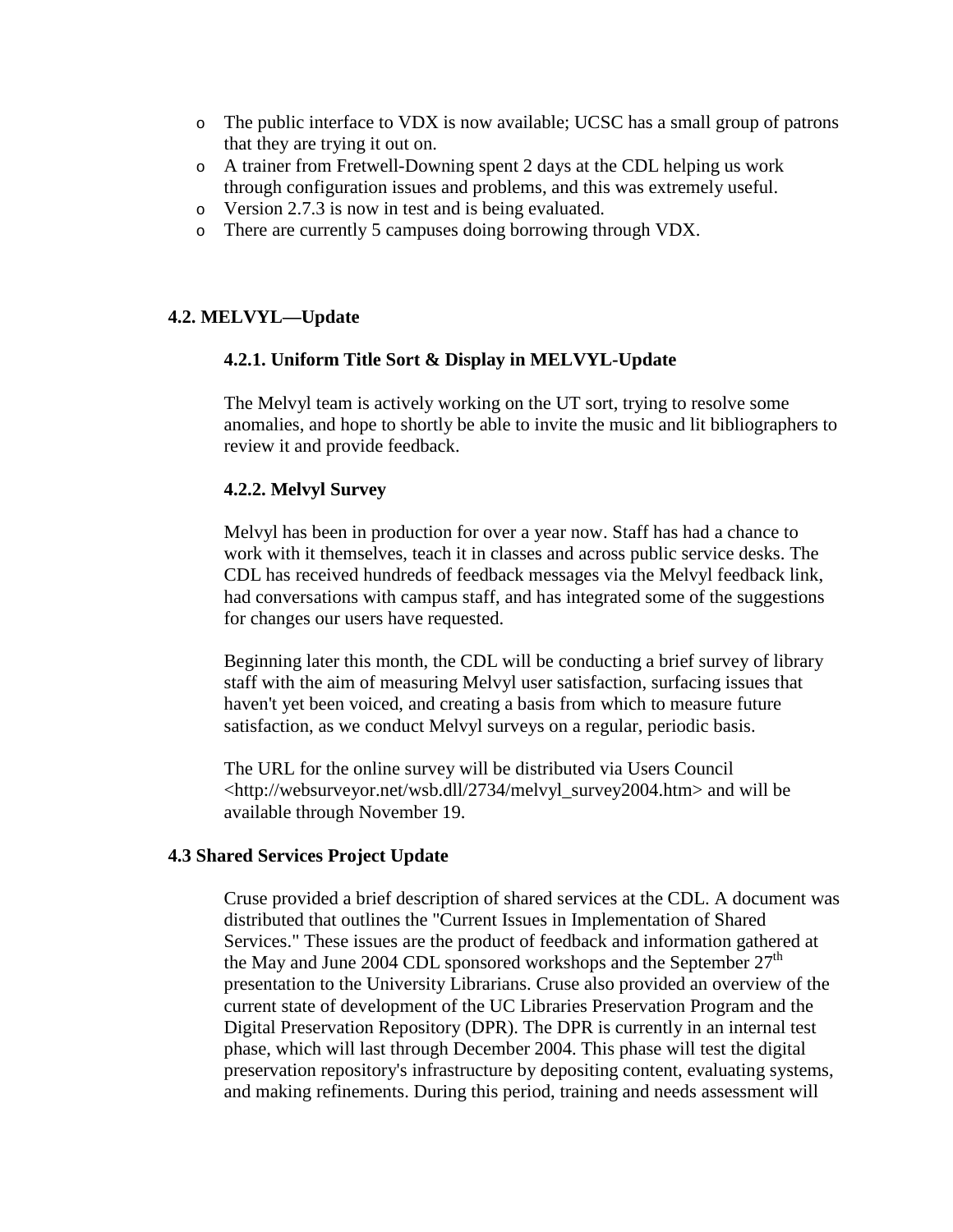- The public interface to VDX is now available; UCSC has a small group of patrons that they are trying it out on.
- A trainer from Fretwell-Downing spent 2 days at the CDL helping us work through configuration issues and problems, and this was extremely useful.
- Version 2.7.3 is now in test and is being evaluated.
- There are currently 5 campuses doing borrowing through VDX.

## 4.2. MELVYL—Update

### 4.2.1. Uniform Title Sort & Display in MELVYL-Update

The Melvyl team is actively working on the UT sort, trying to resolve some anomalies, and hope to shortly be able to invite the music and lit bibliographers to review it and provide feedback.

### 4.2.2. Melvyl Survey

Melvyl has been in production for over a year now. Staff has had a chance to work with it themselves, teach it in classes and across public service desks. The CDL has received hundreds of feedback messages via the Melvyl feedback link, had conversations with campus staff, and has integrated some of the suggestions for changes our users have requested.

Beginning later this month, the CDL will be conducting a brief survey of library staff with the aim of measuring Melvyl user satisfaction, surfacing issues that haven't yet been voiced, and creating a basis from which to measure future satisfaction, as we conduct Melvyl surveys on a regular, periodic basis.

The URL for the online survey will be distributed via Users Council <http://websurveyor.net/wsb.dll/2734/melvyl_survey2004.htm> and will be available through November 19.

## 4.3 Shared Services Project Update

Cruse provided a brief description of shared services at the CDL. A document was distributed that outlines the "Current Issues in Implementation of Shared Services." These issues are the product of feedback and information gathered at the May and June 2004 CDL sponsored workshops and the September 27th presentation to the University Librarians. Cruse also provided an overview of the current state of development of the UC Libraries Preservation Program and the Digital Preservation Repository (DPR). The DPR is currently in an internal test phase, which will last through December 2004. This phase will test the digital preservation repository's infrastructure by depositing content, evaluating systems, and making refinements. During this period, training and needs assessment will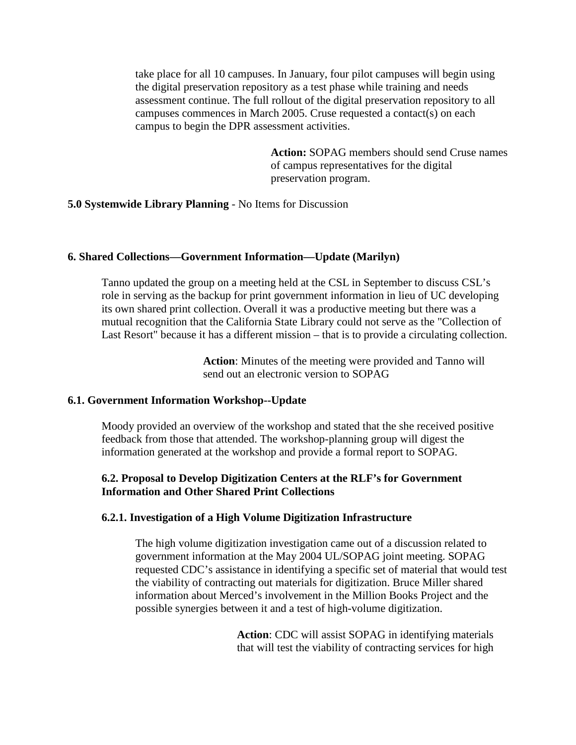take place for all 10 campuses. In January, four pilot campuses will begin using the digital preservation repository as a test phase while training and needs assessment continue. The full rollout of the digital preservation repository to all campuses commences in March 2005. Cruse requested a contact(s) on each campus to begin the DPR assessment activities.

> **Action:** SOPAG members should send Cruse names of campus representatives for the digital preservation program.

**5.0 Systemwide Library Planning** - No Items for Discussion

## 6. Shared Collections—Government Information—Update (Marilyn)

Tanno updated the group on a meeting held at the CSL in September to discuss CSL's role in serving as the backup for print government information in lieu of UC developing its own shared print collection. Overall it was a productive meeting but there was a mutual recognition that the California State Library could not serve as the "Collection of Last Resort" because it has a different mission – that is to provide a circulating collection.

> **Action**: Minutes of the meeting were provided and Tanno will send out an electronic version to SOPAG

### 6.1. Government Information Workshop--Update

Moody provided an overview of the workshop and stated that the she received positive feedback from those that attended. The workshop-planning group will digest the information generated at the workshop and provide a formal report to SOPAG.

### 6.2. Proposal to Develop Digitization Centers at the RLF's for Government Information and Other Shared Print Collections

#### 6.2.1. Investigation of a High Volume Digitization Infrastructure

The high volume digitization investigation came out of a discussion related to government information at the May 2004 UL/SOPAG joint meeting. SOPAG requested CDC's assistance in identifying a specific set of material that would test the viability of contracting out materials for digitization. Bruce Miller shared information about Merced's involvement in the Million Books Project and the possible synergies between it and a test of high-volume digitization.

> **Action**: CDC will assist SOPAG in identifying materials that will test the viability of contracting services for high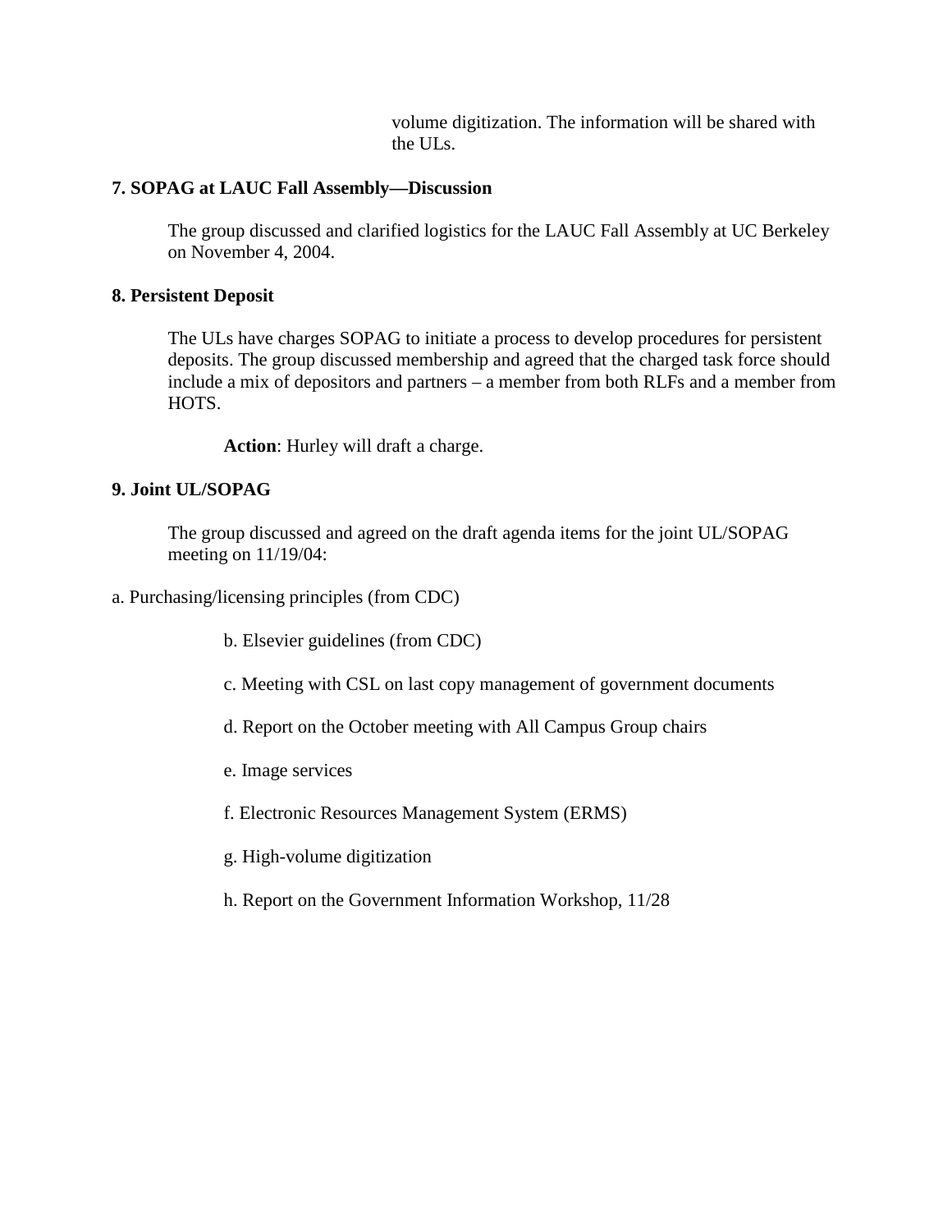volume digitization. The information will be shared with the ULs.

**7. SOPAG at LAUC Fall Assembly—Discussion**

The group discussed and clarified logistics for the LAUC Fall Assembly at UC Berkeley on November 4, 2004.

**8. Persistent Deposit**

The ULs have charges SOPAG to initiate a process to develop procedures for persistent deposits. The group discussed membership and agreed that the charged task force should include a mix of depositors and partners – a member from both RLFs and a member from HOTS.

**Action**: Hurley will draft a charge.

**9. Joint UL/SOPAG**

The group discussed and agreed on the draft agenda items for the joint UL/SOPAG meeting on 11/19/04:

a. Purchasing/licensing principles (from CDC)

b. Elsevier guidelines (from CDC)

c. Meeting with CSL on last copy management of government documents

d. Report on the October meeting with All Campus Group chairs

e. Image services

f. Electronic Resources Management System (ERMS)

g. High-volume digitization

h. Report on the Government Information Workshop, 11/28